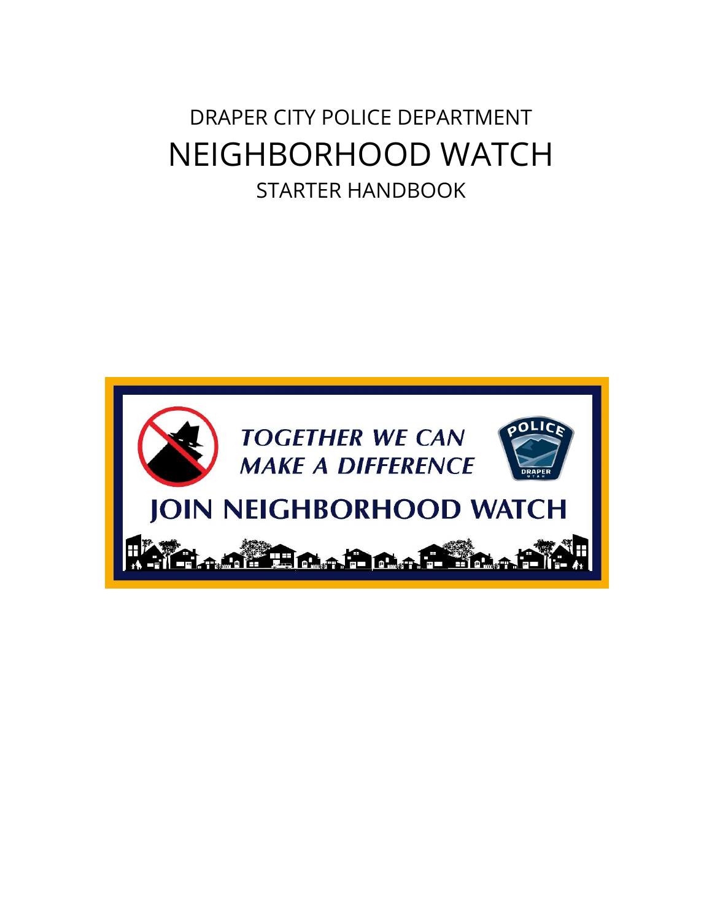# DRAPER CITY POLICE DEPARTMENT

# NEIGHBORHOOD WATCH

## STARTER HANDBOOK

*TOGETHER WE CAN MAKE A DIFFERENCE*

JOIN NEIGHBORHOOD WATCH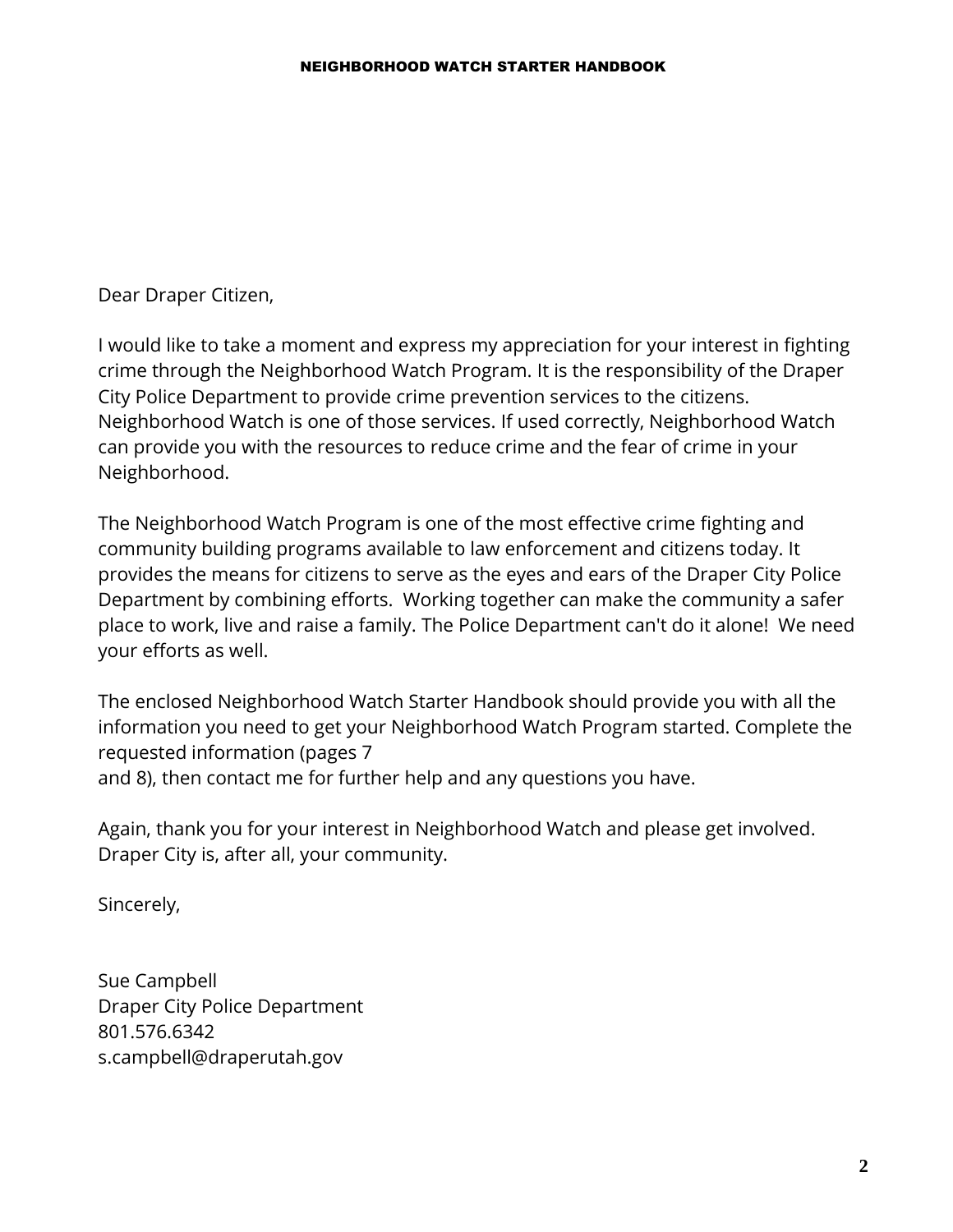Dear Draper Citizen,

I would like to take a moment and express my appreciation for your interest in fighting crime through the Neighborhood Watch Program. It is the responsibility of the Draper City Police Department to provide crime prevention services to the citizens. Neighborhood Watch is one of those services. If used correctly, Neighborhood Watch can provide you with the resources to reduce crime and the fear of crime in your Neighborhood.

The Neighborhood Watch Program is one of the most effective crime fighting and community building programs available to law enforcement and citizens today. It provides the means for citizens to serve as the eyes and ears of the Draper City Police Department by combining efforts. Working together can make the community a safer place to work, live and raise a family. The Police Department can't do it alone! We need your efforts as well.

The enclosed Neighborhood Watch Starter Handbook should provide you with all the information you need to get your Neighborhood Watch Program started. Complete the requested information (pages 7
and 8), then contact me for further help and any questions you have.

Again, thank you for your interest in Neighborhood Watch and please get involved. Draper City is, after all, your community.

Sincerely,

Sue Campbell
Draper City Police Department
801.576.6342
s.campbell@draperutah.gov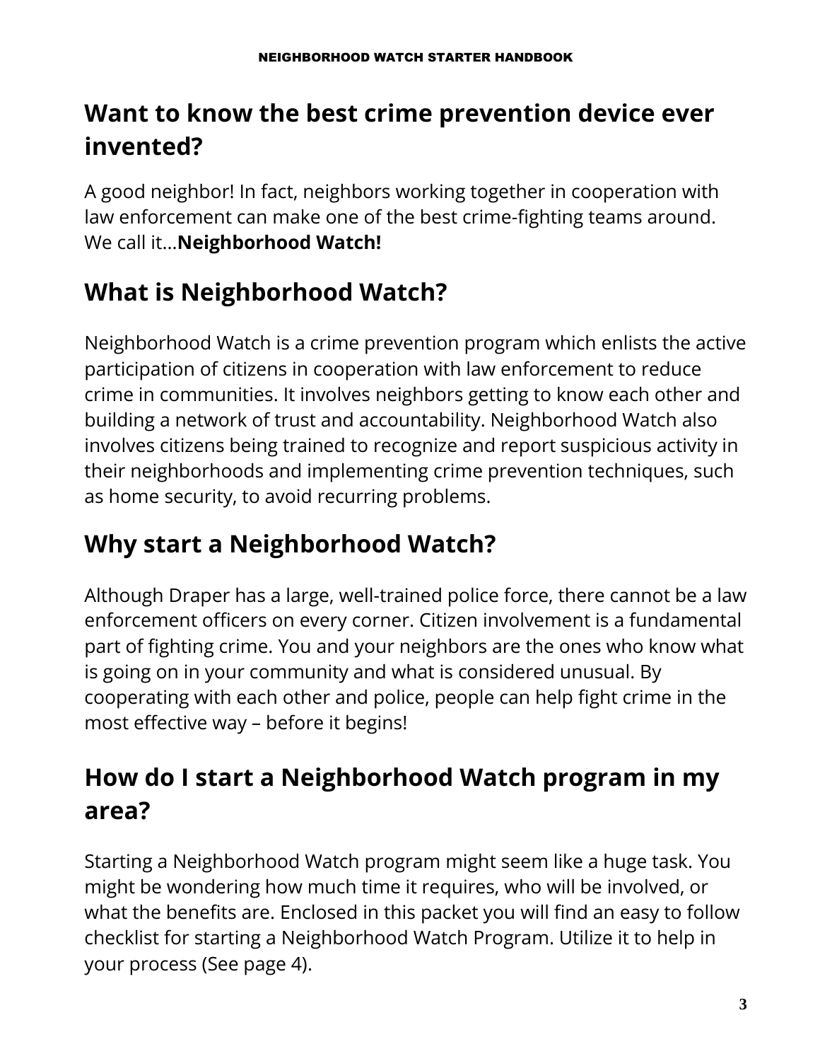## Want to know the best crime prevention device ever invented?

A good neighbor! In fact, neighbors working together in cooperation with law enforcement can make one of the best crime-fighting teams around. We call it...**Neighborhood Watch!**

## What is Neighborhood Watch?

Neighborhood Watch is a crime prevention program which enlists the active participation of citizens in cooperation with law enforcement to reduce crime in communities. It involves neighbors getting to know each other and building a network of trust and accountability. Neighborhood Watch also involves citizens being trained to recognize and report suspicious activity in their neighborhoods and implementing crime prevention techniques, such as home security, to avoid recurring problems.

## Why start a Neighborhood Watch?

Although Draper has a large, well-trained police force, there cannot be a law enforcement officers on every corner. Citizen involvement is a fundamental part of fighting crime. You and your neighbors are the ones who know what is going on in your community and what is considered unusual. By cooperating with each other and police, people can help fight crime in the most effective way – before it begins!

## How do I start a Neighborhood Watch program in my area?

Starting a Neighborhood Watch program might seem like a huge task. You might be wondering how much time it requires, who will be involved, or what the benefits are. Enclosed in this packet you will find an easy to follow checklist for starting a Neighborhood Watch Program. Utilize it to help in your process (See page 4).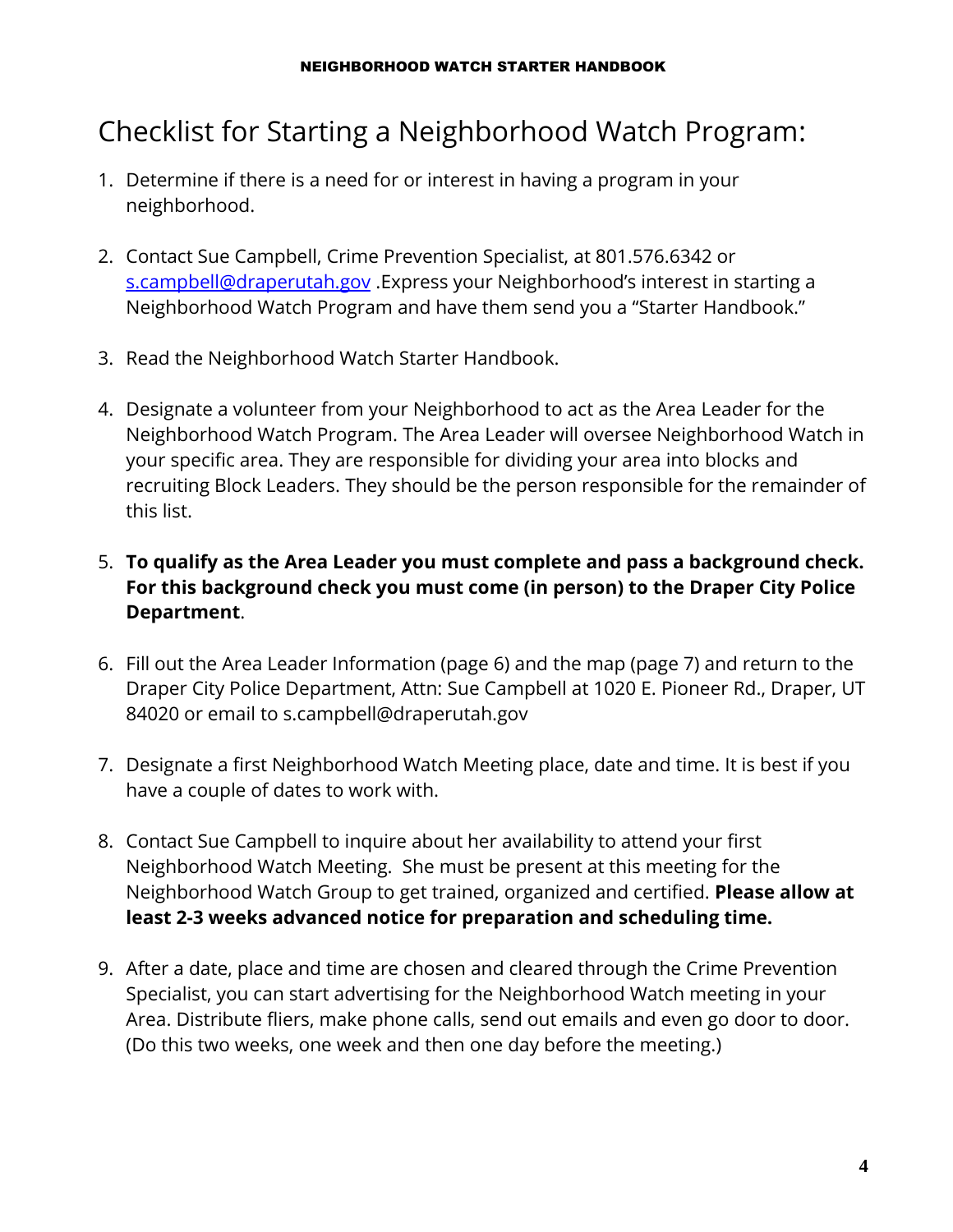# Checklist for Starting a Neighborhood Watch Program:

1. Determine if there is a need for or interest in having a program in your neighborhood.

2. Contact Sue Campbell, Crime Prevention Specialist, at 801.576.6342 or [s.campbell@draperutah.gov](mailto:s.campbell@draperutah.gov) .Express your Neighborhood's interest in starting a Neighborhood Watch Program and have them send you a "Starter Handbook."

3. Read the Neighborhood Watch Starter Handbook.

4. Designate a volunteer from your Neighborhood to act as the Area Leader for the Neighborhood Watch Program. The Area Leader will oversee Neighborhood Watch in your specific area. They are responsible for dividing your area into blocks and recruiting Block Leaders. They should be the person responsible for the remainder of this list.

5. **To qualify as the Area Leader you must complete and pass a background check. For this background check you must come (in person) to the Draper City Police Department**.

6. Fill out the Area Leader Information (page 6) and the map (page 7) and return to the Draper City Police Department, Attn: Sue Campbell at 1020 E. Pioneer Rd., Draper, UT 84020 or email to s.campbell@draperutah.gov

7. Designate a first Neighborhood Watch Meeting place, date and time. It is best if you have a couple of dates to work with.

8. Contact Sue Campbell to inquire about her availability to attend your first Neighborhood Watch Meeting. She must be present at this meeting for the Neighborhood Watch Group to get trained, organized and certified. **Please allow at least 2-3 weeks advanced notice for preparation and scheduling time.**

9. After a date, place and time are chosen and cleared through the Crime Prevention Specialist, you can start advertising for the Neighborhood Watch meeting in your Area. Distribute fliers, make phone calls, send out emails and even go door to door. (Do this two weeks, one week and then one day before the meeting.)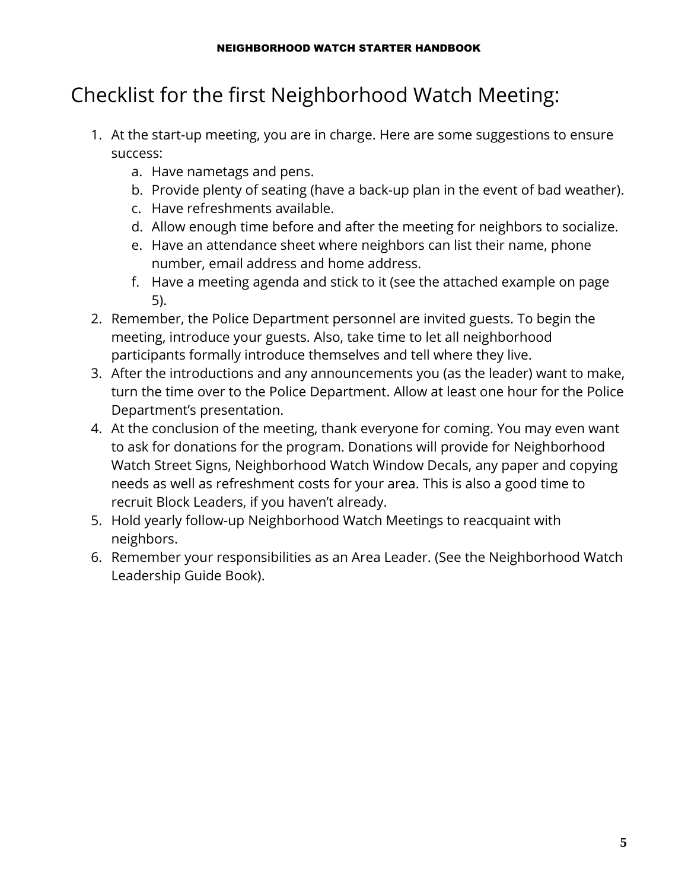# Checklist for the first Neighborhood Watch Meeting:

1. At the start-up meeting, you are in charge. Here are some suggestions to ensure success:
   a. Have nametags and pens.
   b. Provide plenty of seating (have a back-up plan in the event of bad weather).
   c. Have refreshments available.
   d. Allow enough time before and after the meeting for neighbors to socialize.
   e. Have an attendance sheet where neighbors can list their name, phone number, email address and home address.
   f. Have a meeting agenda and stick to it (see the attached example on page 5).
2. Remember, the Police Department personnel are invited guests. To begin the meeting, introduce your guests. Also, take time to let all neighborhood participants formally introduce themselves and tell where they live.
3. After the introductions and any announcements you (as the leader) want to make, turn the time over to the Police Department. Allow at least one hour for the Police Department's presentation.
4. At the conclusion of the meeting, thank everyone for coming. You may even want to ask for donations for the program. Donations will provide for Neighborhood Watch Street Signs, Neighborhood Watch Window Decals, any paper and copying needs as well as refreshment costs for your area. This is also a good time to recruit Block Leaders, if you haven't already.
5. Hold yearly follow-up Neighborhood Watch Meetings to reacquaint with neighbors.
6. Remember your responsibilities as an Area Leader. (See the Neighborhood Watch Leadership Guide Book).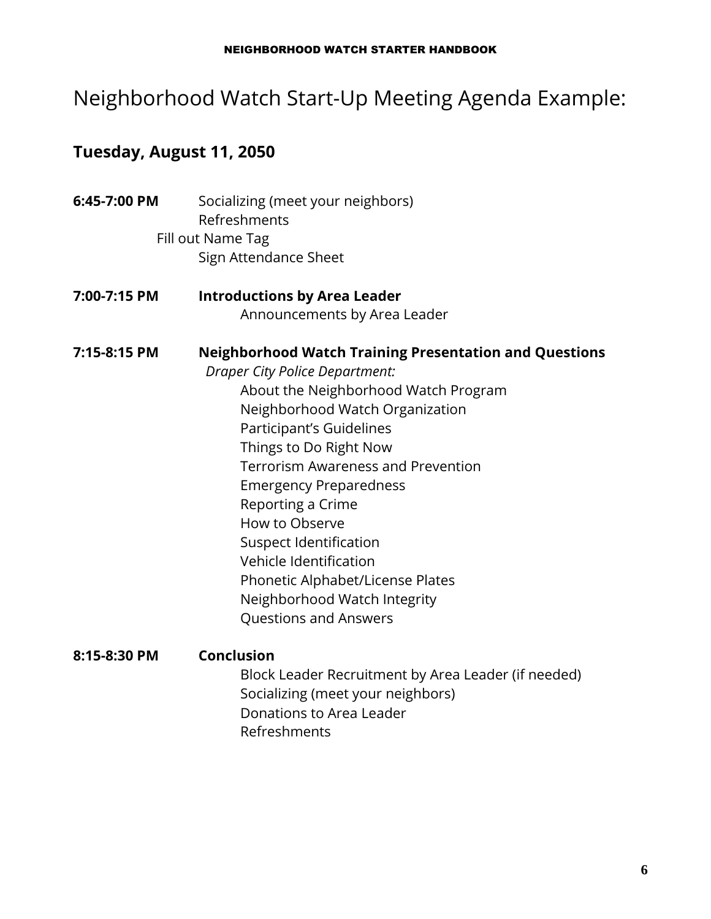# Neighborhood Watch Start-Up Meeting Agenda Example:

## Tuesday, August 11, 2050

**6:45-7:00 PM** Socializing (meet your neighbors)
Refreshments
Fill out Name Tag
Sign Attendance Sheet

**7:00-7:15 PM** **Introductions by Area Leader**
Announcements by Area Leader

**7:15-8:15 PM** **Neighborhood Watch Training Presentation and Questions**
*Draper City Police Department:*
About the Neighborhood Watch Program
Neighborhood Watch Organization
Participant's Guidelines
Things to Do Right Now
Terrorism Awareness and Prevention
Emergency Preparedness
Reporting a Crime
How to Observe
Suspect Identification
Vehicle Identification
Phonetic Alphabet/License Plates
Neighborhood Watch Integrity
Questions and Answers

**8:15-8:30 PM** **Conclusion**
Block Leader Recruitment by Area Leader (if needed)
Socializing (meet your neighbors)
Donations to Area Leader
Refreshments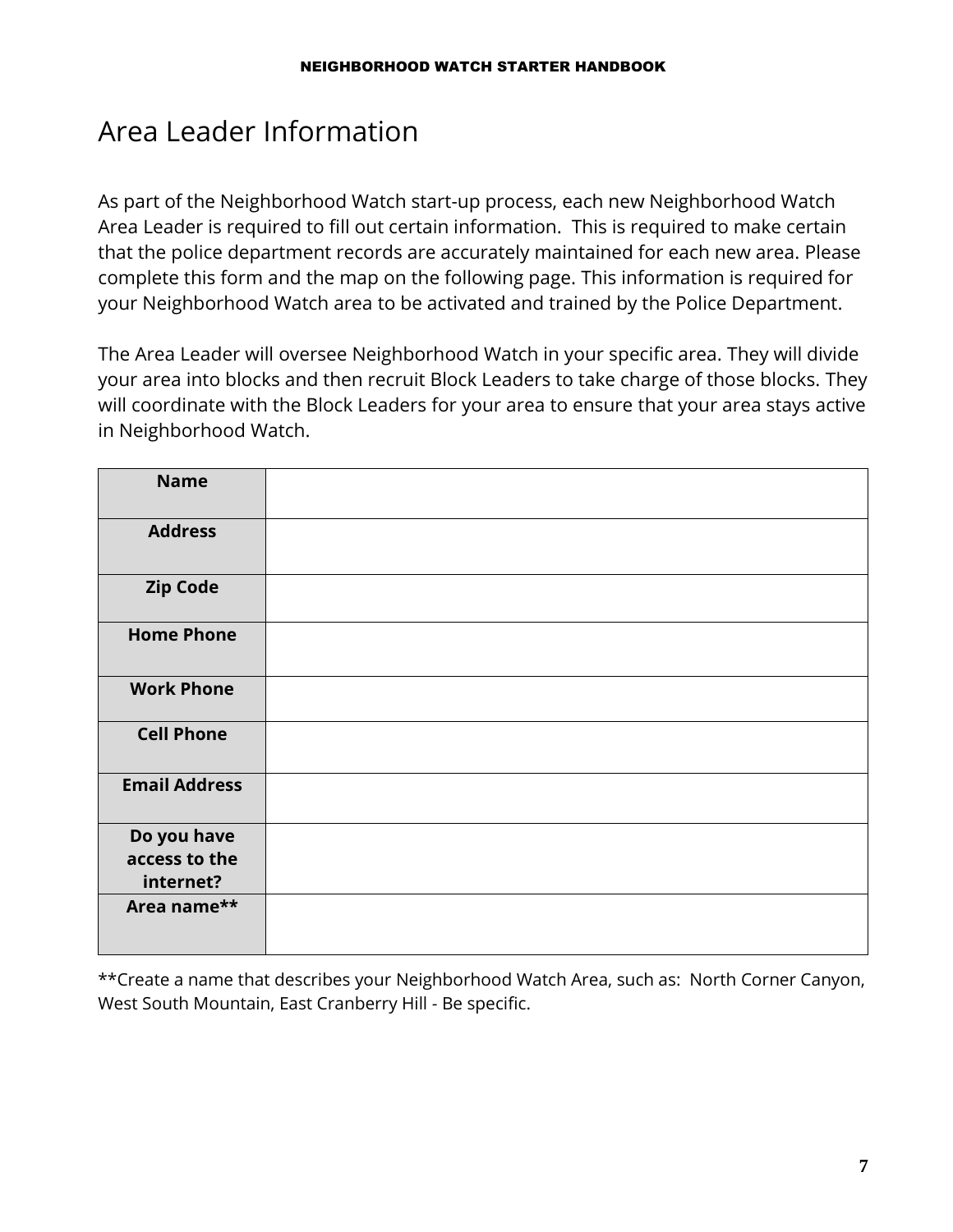# Area Leader Information

As part of the Neighborhood Watch start-up process, each new Neighborhood Watch Area Leader is required to fill out certain information. This is required to make certain that the police department records are accurately maintained for each new area. Please complete this form and the map on the following page. This information is required for your Neighborhood Watch area to be activated and trained by the Police Department.

The Area Leader will oversee Neighborhood Watch in your specific area. They will divide your area into blocks and then recruit Block Leaders to take charge of those blocks. They will coordinate with the Block Leaders for your area to ensure that your area stays active in Neighborhood Watch.

| | |
|---|---|
| **Name** | |
| **Address** | |
| **Zip Code** | |
| **Home Phone** | |
| **Work Phone** | |
| **Cell Phone** | |
| **Email Address** | |
| **Do you have access to the internet?** | |
| **Area name**** | |

**Create a name that describes your Neighborhood Watch Area, such as: North Corner Canyon, West South Mountain, East Cranberry Hill - Be specific.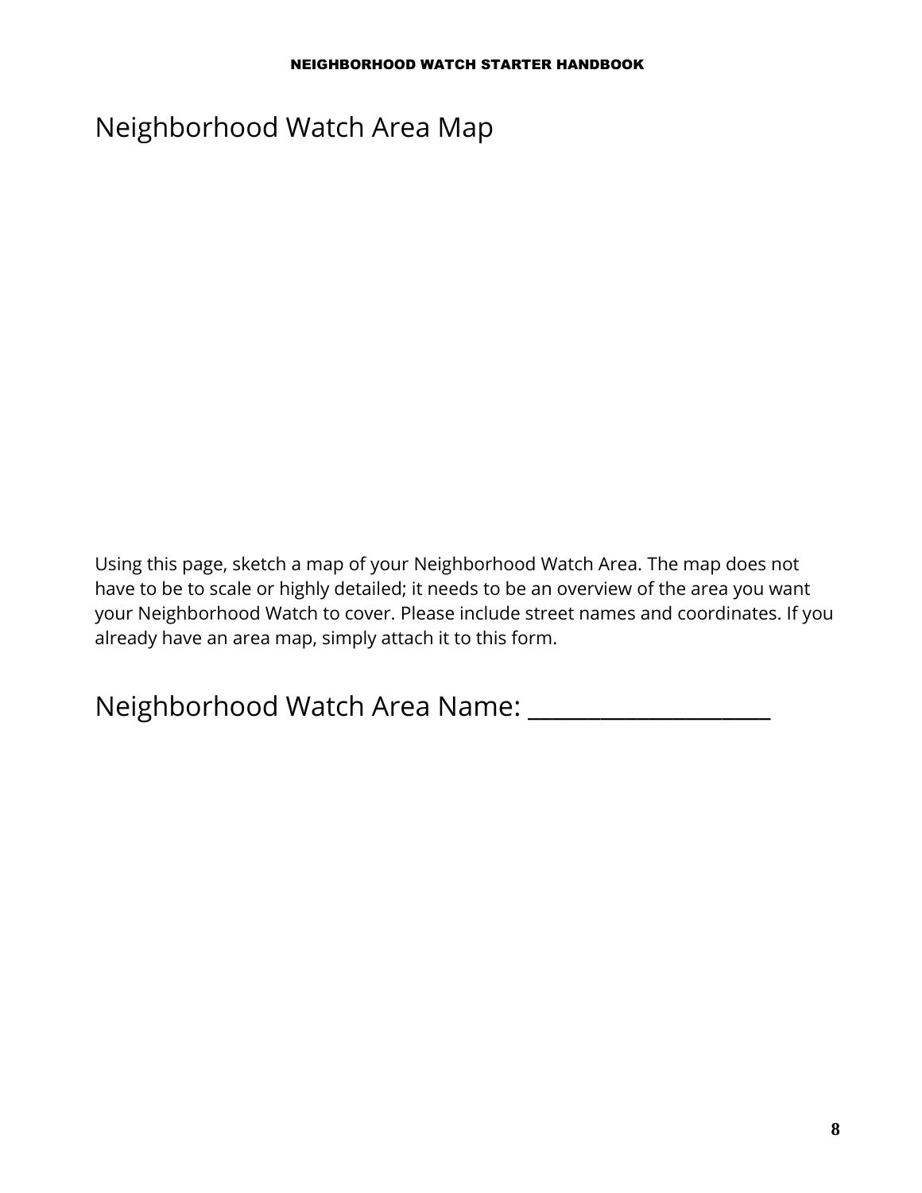# Neighborhood Watch Area Map

Using this page, sketch a map of your Neighborhood Watch Area. The map does not have to be to scale or highly detailed; it needs to be an overview of the area you want your Neighborhood Watch to cover. Please include street names and coordinates. If you already have an area map, simply attach it to this form.

# Neighborhood Watch Area Name: _____________________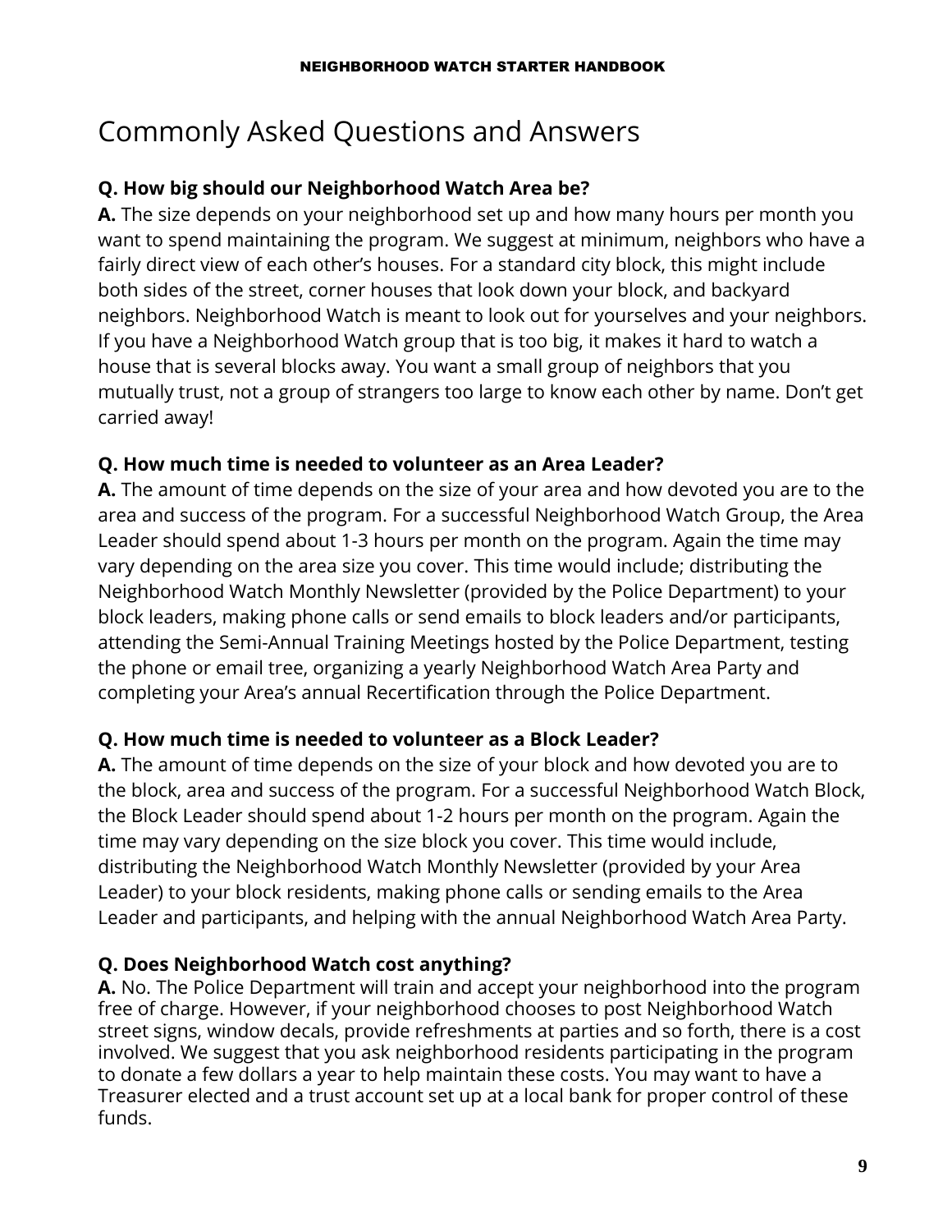# Commonly Asked Questions and Answers

**Q. How big should our Neighborhood Watch Area be?**

**A.** The size depends on your neighborhood set up and how many hours per month you want to spend maintaining the program. We suggest at minimum, neighbors who have a fairly direct view of each other's houses. For a standard city block, this might include both sides of the street, corner houses that look down your block, and backyard neighbors. Neighborhood Watch is meant to look out for yourselves and your neighbors. If you have a Neighborhood Watch group that is too big, it makes it hard to watch a house that is several blocks away. You want a small group of neighbors that you mutually trust, not a group of strangers too large to know each other by name. Don't get carried away!

**Q. How much time is needed to volunteer as an Area Leader?**

**A.** The amount of time depends on the size of your area and how devoted you are to the area and success of the program. For a successful Neighborhood Watch Group, the Area Leader should spend about 1-3 hours per month on the program. Again the time may vary depending on the area size you cover. This time would include; distributing the Neighborhood Watch Monthly Newsletter (provided by the Police Department) to your block leaders, making phone calls or send emails to block leaders and/or participants, attending the Semi-Annual Training Meetings hosted by the Police Department, testing the phone or email tree, organizing a yearly Neighborhood Watch Area Party and completing your Area's annual Recertification through the Police Department.

**Q. How much time is needed to volunteer as a Block Leader?**

**A.** The amount of time depends on the size of your block and how devoted you are to the block, area and success of the program. For a successful Neighborhood Watch Block, the Block Leader should spend about 1-2 hours per month on the program. Again the time may vary depending on the size block you cover. This time would include, distributing the Neighborhood Watch Monthly Newsletter (provided by your Area Leader) to your block residents, making phone calls or sending emails to the Area Leader and participants, and helping with the annual Neighborhood Watch Area Party.

**Q. Does Neighborhood Watch cost anything?**

**A.** No. The Police Department will train and accept your neighborhood into the program free of charge. However, if your neighborhood chooses to post Neighborhood Watch street signs, window decals, provide refreshments at parties and so forth, there is a cost involved. We suggest that you ask neighborhood residents participating in the program to donate a few dollars a year to help maintain these costs. You may want to have a Treasurer elected and a trust account set up at a local bank for proper control of these funds.